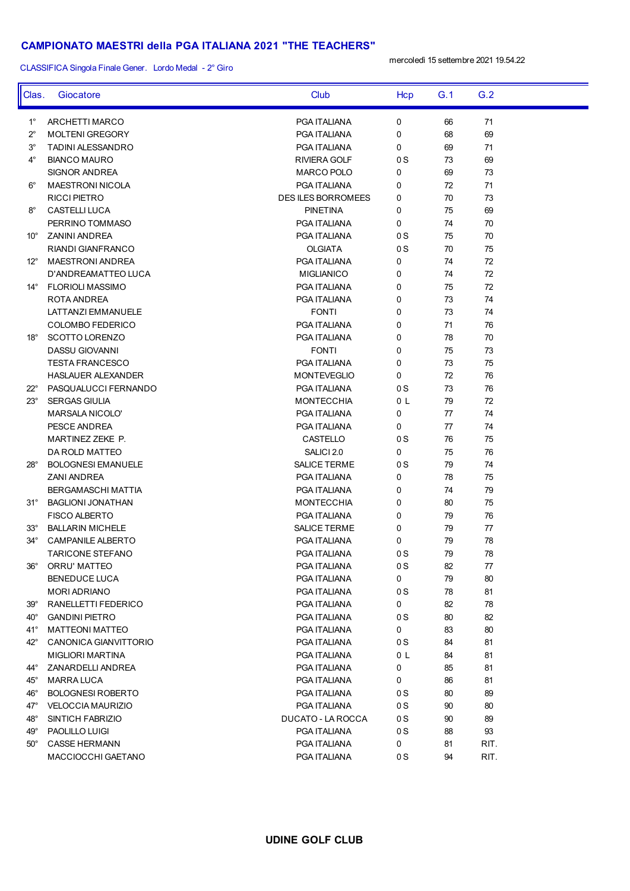# CAMPIONATO MAESTRI della PGA ITALIANA 2021 "THE TEACHERS"

CLASSIFICA Singola Finale Gener. Lordo Medal - 2° Giro

mercoledì 15 settembre 2021 19.54.22

| Clas. | Giocatore | Club | Hcp | G.1 | G.2 |
|---|---|---|---|---|---|
| 1° | ARCHETTI MARCO | PGA ITALIANA | 0 | 66 | 71 |
| 2° | MOLTENI GREGORY | PGA ITALIANA | 0 | 68 | 69 |
| 3° | TADINI ALESSANDRO | PGA ITALIANA | 0 | 69 | 71 |
| 4° | BIANCO MAURO | RIVIERA GOLF | 0 S | 73 | 69 |
| | SIGNOR ANDREA | MARCO POLO | 0 | 69 | 73 |
| 6° | MAESTRONI NICOLA | PGA ITALIANA | 0 | 72 | 71 |
| | RICCI PIETRO | DES ILES BORROMEES | 0 | 70 | 73 |
| 8° | CASTELLI LUCA | PINETINA | 0 | 75 | 69 |
| | PERRINO TOMMASO | PGA ITALIANA | 0 | 74 | 70 |
| 10° | ZANINI ANDREA | PGA ITALIANA | 0 S | 75 | 70 |
| | RIANDI GIANFRANCO | OLGIATA | 0 S | 70 | 75 |
| 12° | MAESTRONI ANDREA | PGA ITALIANA | 0 | 74 | 72 |
| | D'ANDREAMATTEO LUCA | MIGLIANICO | 0 | 74 | 72 |
| 14° | FLORIOLI MASSIMO | PGA ITALIANA | 0 | 75 | 72 |
| | ROTA ANDREA | PGA ITALIANA | 0 | 73 | 74 |
| | LATTANZI EMMANUELE | FONTI | 0 | 73 | 74 |
| | COLOMBO FEDERICO | PGA ITALIANA | 0 | 71 | 76 |
| 18° | SCOTTO LORENZO | PGA ITALIANA | 0 | 78 | 70 |
| | DASSU GIOVANNI | FONTI | 0 | 75 | 73 |
| | TESTA FRANCESCO | PGA ITALIANA | 0 | 73 | 75 |
| | HASLAUER ALEXANDER | MONTEVEGLIO | 0 | 72 | 76 |
| 22° | PASQUALUCCI FERNANDO | PGA ITALIANA | 0 S | 73 | 76 |
| 23° | SERGAS GIULIA | MONTECCHIA | 0 L | 79 | 72 |
| | MARSALA NICOLO' | PGA ITALIANA | 0 | 77 | 74 |
| | PESCE ANDREA | PGA ITALIANA | 0 | 77 | 74 |
| | MARTINEZ ZEKE P. | CASTELLO | 0 S | 76 | 75 |
| | DA ROLD MATTEO | SALICI 2.0 | 0 | 75 | 76 |
| 28° | BOLOGNESI EMANUELE | SALICE TERME | 0 S | 79 | 74 |
| | ZANI ANDREA | PGA ITALIANA | 0 | 78 | 75 |
| | BERGAMASCHI MATTIA | PGA ITALIANA | 0 | 74 | 79 |
| 31° | BAGLIONI JONATHAN | MONTECCHIA | 0 | 80 | 75 |
| | FISCO ALBERTO | PGA ITALIANA | 0 | 79 | 76 |
| 33° | BALLARIN MICHELE | SALICE TERME | 0 | 79 | 77 |
| 34° | CAMPANILE ALBERTO | PGA ITALIANA | 0 | 79 | 78 |
| | TARICONE STEFANO | PGA ITALIANA | 0 S | 79 | 78 |
| 36° | ORRU' MATTEO | PGA ITALIANA | 0 S | 82 | 77 |
| | BENEDUCE LUCA | PGA ITALIANA | 0 | 79 | 80 |
| | MORI ADRIANO | PGA ITALIANA | 0 S | 78 | 81 |
| 39° | RANELLETTI FEDERICO | PGA ITALIANA | 0 | 82 | 78 |
| 40° | GANDINI PIETRO | PGA ITALIANA | 0 S | 80 | 82 |
| 41° | MATTEONI MATTEO | PGA ITALIANA | 0 | 83 | 80 |
| 42° | CANONICA GIANVITTORIO | PGA ITALIANA | 0 S | 84 | 81 |
| | MIGLIORI MARTINA | PGA ITALIANA | 0 L | 84 | 81 |
| 44° | ZANARDELLI ANDREA | PGA ITALIANA | 0 | 85 | 81 |
| 45° | MARRA LUCA | PGA ITALIANA | 0 | 86 | 81 |
| 46° | BOLOGNESI ROBERTO | PGA ITALIANA | 0 S | 80 | 89 |
| 47° | VELOCCIA MAURIZIO | PGA ITALIANA | 0 S | 90 | 80 |
| 48° | SINTICH FABRIZIO | DUCATO - LA ROCCA | 0 S | 90 | 89 |
| 49° | PAOLILLO LUIGI | PGA ITALIANA | 0 S | 88 | 93 |
| 50° | CASSE HERMANN | PGA ITALIANA | 0 | 81 | RIT. |
| | MACCIOCCHI GAETANO | PGA ITALIANA | 0 S | 94 | RIT. |

**UDINE GOLF CLUB**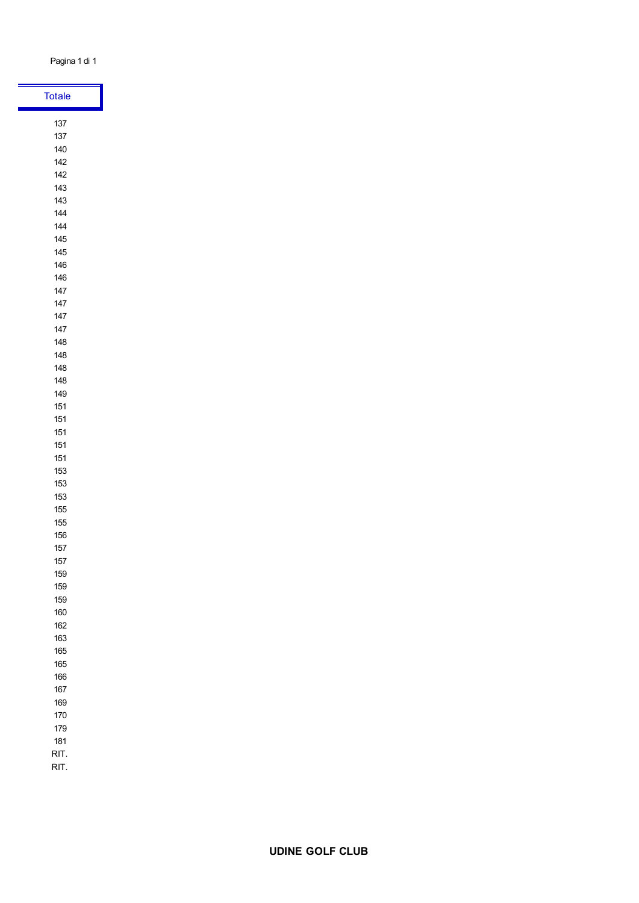| Totale |
|---|
| 137 |
| 137 |
| 140 |
| 142 |
| 142 |
| 143 |
| 143 |
| 144 |
| 144 |
| 145 |
| 145 |
| 146 |
| 146 |
| 147 |
| 147 |
| 147 |
| 147 |
| 148 |
| 148 |
| 148 |
| 148 |
| 149 |
| 151 |
| 151 |
| 151 |
| 151 |
| 151 |
| 153 |
| 153 |
| 153 |
| 155 |
| 155 |
| 156 |
| 157 |
| 157 |
| 159 |
| 159 |
| 159 |
| 160 |
| 162 |
| 163 |
| 165 |
| 165 |
| 166 |
| 167 |
| 169 |
| 170 |
| 179 |
| 181 |
| RIT. |
| RIT. |

**UDINE GOLF CLUB**